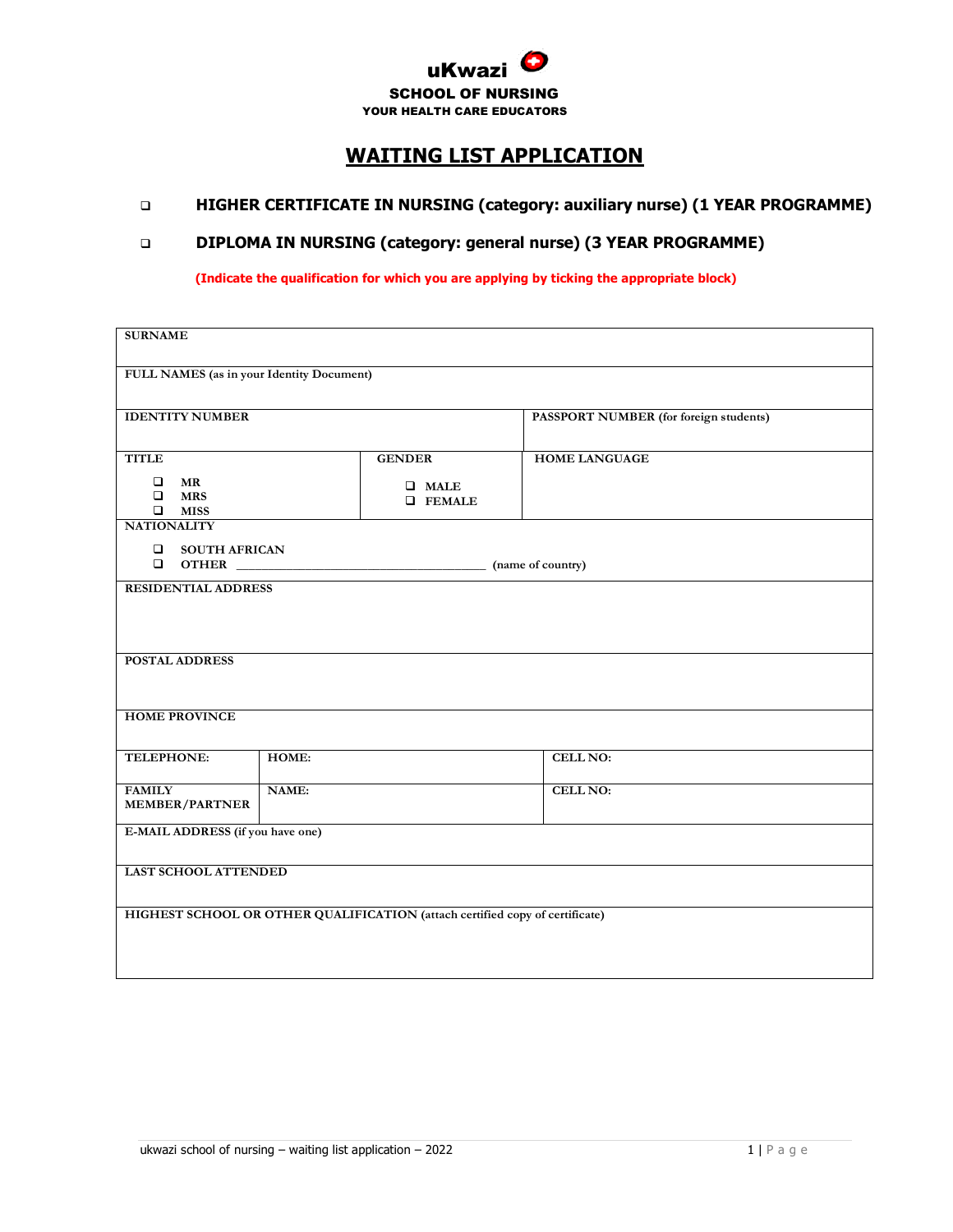**uKwazi**

**SCHOOL OF NURSING**

**YOUR HEALTH CARE EDUCATORS**

# WAITING LIST APPLICATION

- ❑ **HIGHER CERTIFICATE IN NURSING (category: auxiliary nurse) (1 YEAR PROGRAMME)**
- ❑ **DIPLOMA IN NURSING (category: general nurse) (3 YEAR PROGRAMME)**

**(Indicate the qualification for which you are applying by ticking the appropriate block)**

| | | | |
|---|---|---|---|
| **SURNAME** | | | |
| **FULL NAMES** (as in your Identity Document) | | | |
| **IDENTITY NUMBER** | | **PASSPORT NUMBER** (for foreign students) | |
| **TITLE**<br>❑ **MR**<br>❑ **MRS**<br>❑ **MISS** | **GENDER**<br>❑ **MALE**<br>❑ **FEMALE** | **HOME LANGUAGE** | |
| **NATIONALITY**<br>❑ **SOUTH AFRICAN**<br>❑ **OTHER** ______________________________ (name of country) | | | |
| **RESIDENTIAL ADDRESS** | | | |
| **POSTAL ADDRESS** | | | |
| **HOME PROVINCE** | | | |
| **TELEPHONE:** | **HOME:** | **CELL NO:** | |
| **FAMILY MEMBER/PARTNER** | **NAME:** | **CELL NO:** | |
| **E-MAIL ADDRESS** (if you have one) | | | |
| **LAST SCHOOL ATTENDED** | | | |
| **HIGHEST SCHOOL OR OTHER QUALIFICATION** (attach certified copy of certificate) | | | |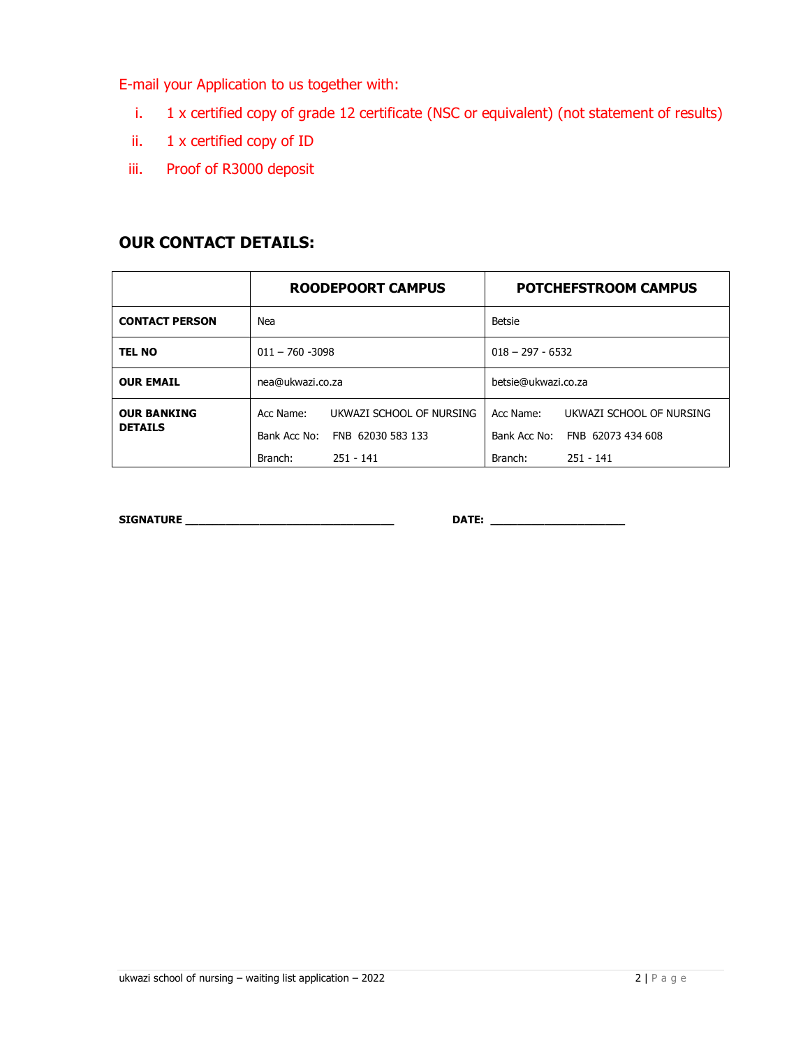E-mail your Application to us together with:

i. 1 x certified copy of grade 12 certificate (NSC or equivalent) (not statement of results)
ii. 1 x certified copy of ID
iii. Proof of R3000 deposit

## OUR CONTACT DETAILS:

| | ROODEPOORT CAMPUS | POTCHEFSTROOM CAMPUS |
|---|---|---|
| **CONTACT PERSON** | Nea | Betsie |
| **TEL NO** | 011 – 760 -3098 | 018 – 297 - 6532 |
| **OUR EMAIL** | nea@ukwazi.co.za | betsie@ukwazi.co.za |
| **OUR BANKING DETAILS** | Acc Name: UKWAZI SCHOOL OF NURSING<br>Bank Acc No: FNB 62030 583 133<br>Branch: 251 - 141 | Acc Name: UKWAZI SCHOOL OF NURSING<br>Bank Acc No: FNB 62073 434 608<br>Branch: 251 - 141 |

**SIGNATURE** ________________________________ **DATE:** ____________________